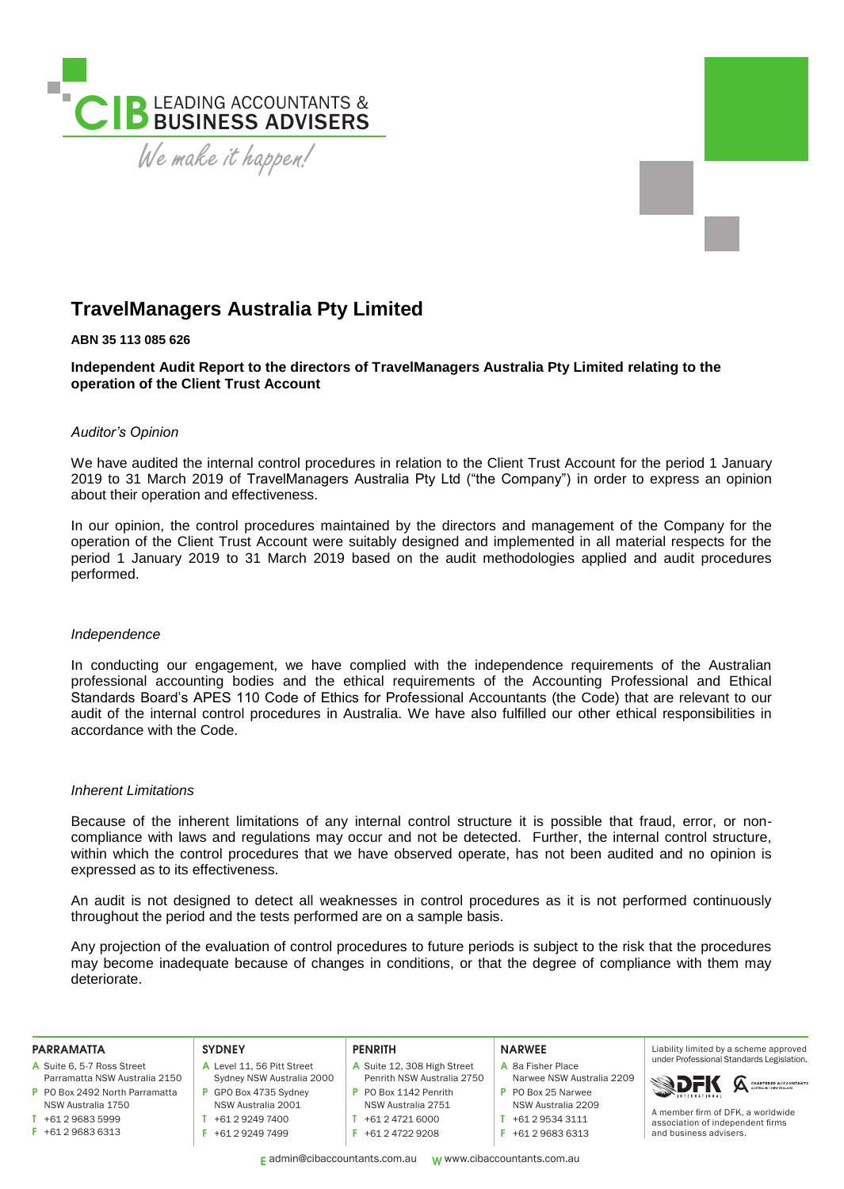# TravelManagers Australia Pty Limited

**ABN 35 113 085 626**

**Independent Audit Report to the directors of TravelManagers Australia Pty Limited relating to the operation of the Client Trust Account**

*Auditor's Opinion*

We have audited the internal control procedures in relation to the Client Trust Account for the period 1 January 2019 to 31 March 2019 of TravelManagers Australia Pty Ltd ("the Company") in order to express an opinion about their operation and effectiveness.

In our opinion, the control procedures maintained by the directors and management of the Company for the operation of the Client Trust Account were suitably designed and implemented in all material respects for the period 1 January 2019 to 31 March 2019 based on the audit methodologies applied and audit procedures performed.

*Independence*

In conducting our engagement, we have complied with the independence requirements of the Australian professional accounting bodies and the ethical requirements of the Accounting Professional and Ethical Standards Board's APES 110 Code of Ethics for Professional Accountants (the Code) that are relevant to our audit of the internal control procedures in Australia. We have also fulfilled our other ethical responsibilities in accordance with the Code.

*Inherent Limitations*

Because of the inherent limitations of any internal control structure it is possible that fraud, error, or non-compliance with laws and regulations may occur and not be detected. Further, the internal control structure, within which the control procedures that we have observed operate, has not been audited and no opinion is expressed as to its effectiveness.

An audit is not designed to detect all weaknesses in control procedures as it is not performed continuously throughout the period and the tests performed are on a sample basis.

Any projection of the evaluation of control procedures to future periods is subject to the risk that the procedures may become inadequate because of changes in conditions, or that the degree of compliance with them may deteriorate.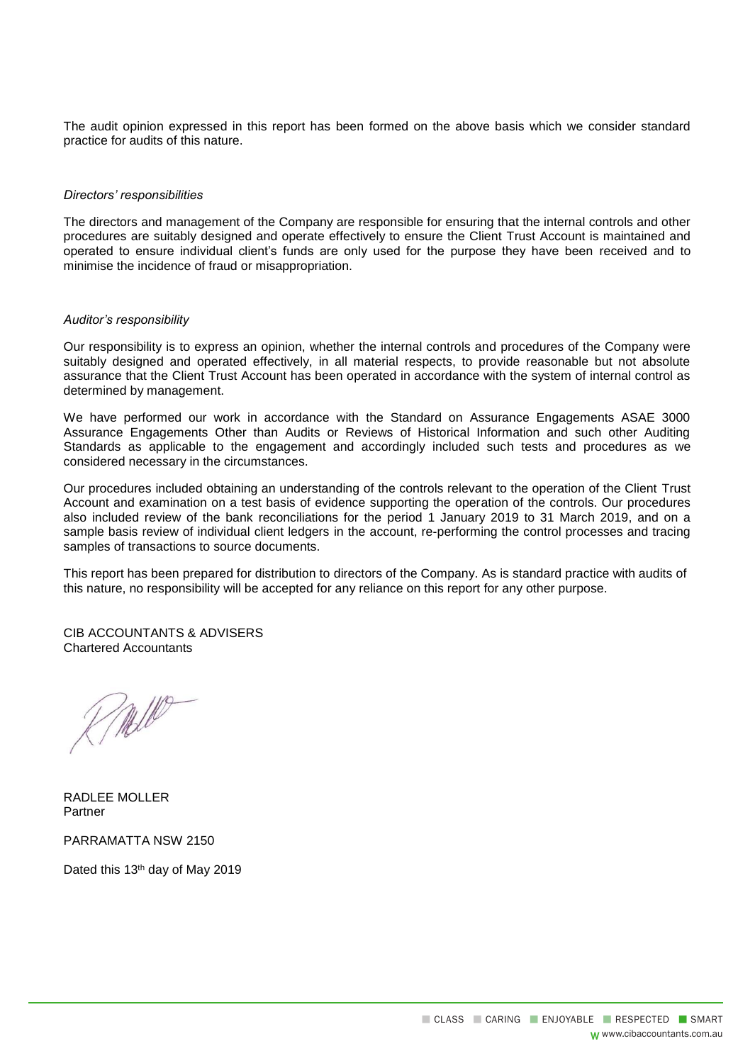The audit opinion expressed in this report has been formed on the above basis which we consider standard practice for audits of this nature.

*Directors' responsibilities*

The directors and management of the Company are responsible for ensuring that the internal controls and other procedures are suitably designed and operate effectively to ensure the Client Trust Account is maintained and operated to ensure individual client's funds are only used for the purpose they have been received and to minimise the incidence of fraud or misappropriation.

*Auditor's responsibility*

Our responsibility is to express an opinion, whether the internal controls and procedures of the Company were suitably designed and operated effectively, in all material respects, to provide reasonable but not absolute assurance that the Client Trust Account has been operated in accordance with the system of internal control as determined by management.

We have performed our work in accordance with the Standard on Assurance Engagements ASAE 3000 Assurance Engagements Other than Audits or Reviews of Historical Information and such other Auditing Standards as applicable to the engagement and accordingly included such tests and procedures as we considered necessary in the circumstances.

Our procedures included obtaining an understanding of the controls relevant to the operation of the Client Trust Account and examination on a test basis of evidence supporting the operation of the controls. Our procedures also included review of the bank reconciliations for the period 1 January 2019 to 31 March 2019, and on a sample basis review of individual client ledgers in the account, re-performing the control processes and tracing samples of transactions to source documents.

This report has been prepared for distribution to directors of the Company. As is standard practice with audits of this nature, no responsibility will be accepted for any reliance on this report for any other purpose.

CIB ACCOUNTANTS & ADVISERS
Chartered Accountants

RADLEE MOLLER
Partner

PARRAMATTA NSW 2150

Dated this 13th day of May 2019